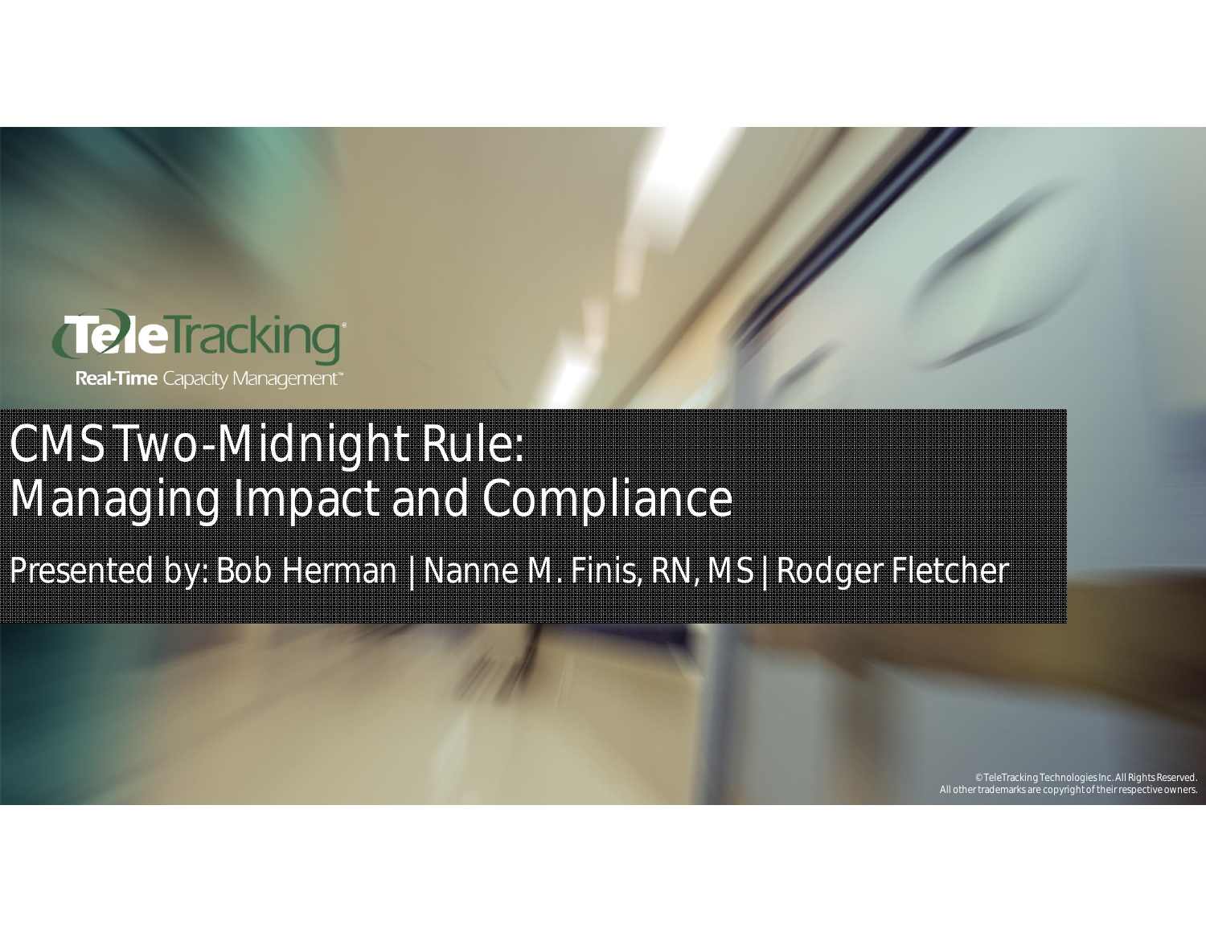TeleTracking

Real-Time Capacity Management™

# CMS Two-Midnight Rule: Managing Impact and Compliance

Presented by: Bob Herman | Nanne M. Finis, RN, MS | Rodger Fletcher

© TeleTracking Technologies Inc. All Rights Reserved.
All other trademarks are copyright of their respective owners.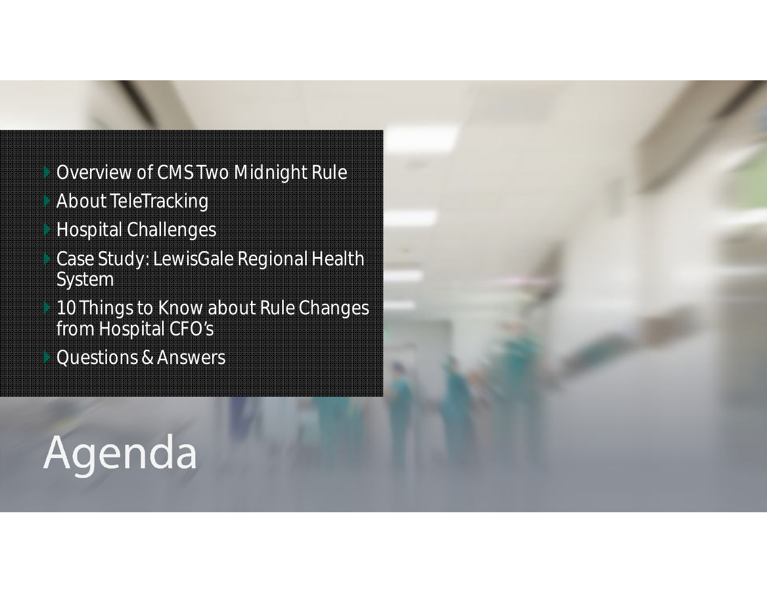# Agenda

- Overview of CMS Two Midnight Rule
- About TeleTracking
- Hospital Challenges
- Case Study: LewisGale Regional Health System
- 10 Things to Know about Rule Changes from Hospital CFO's
- Questions & Answers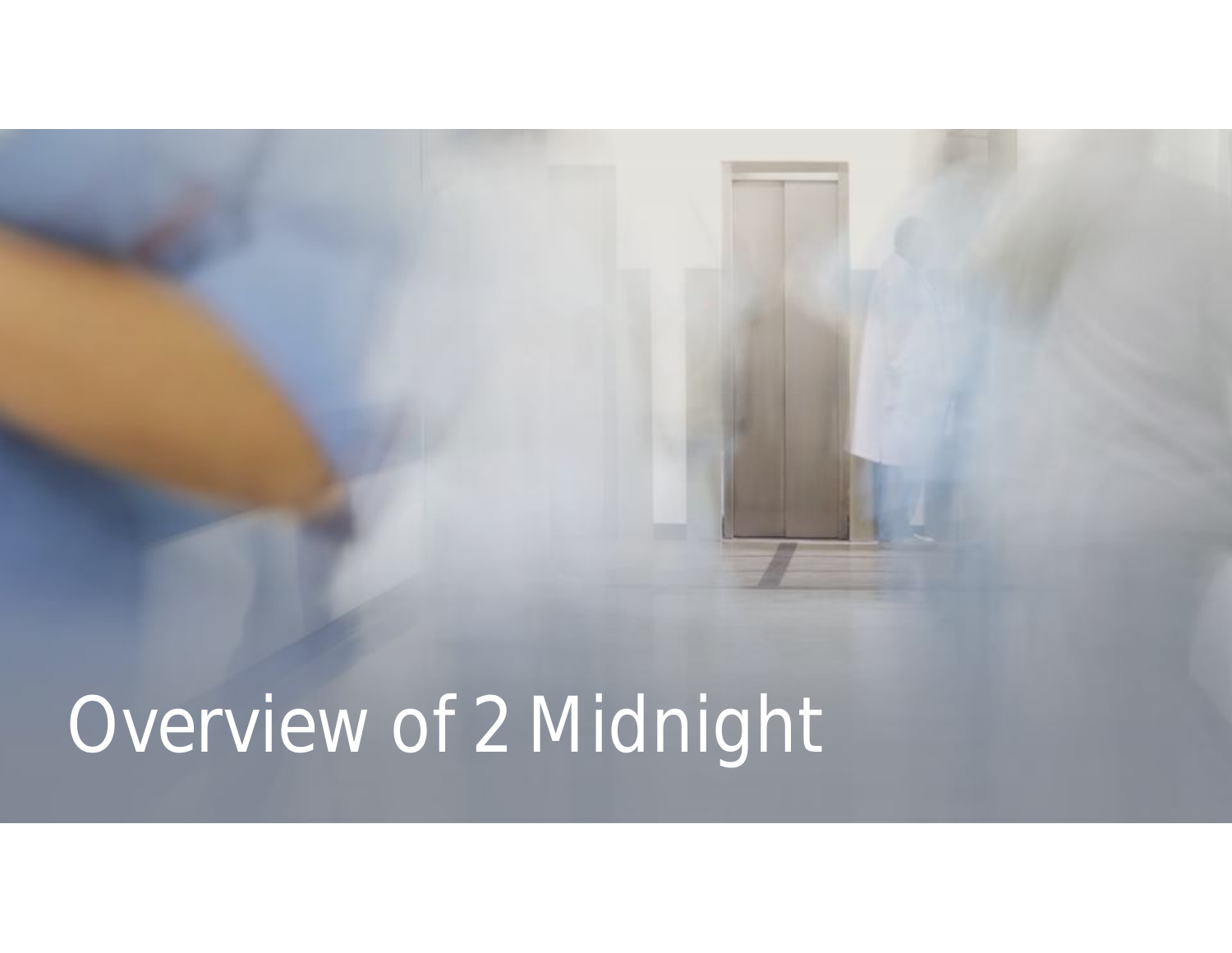# Overview of 2 Midnight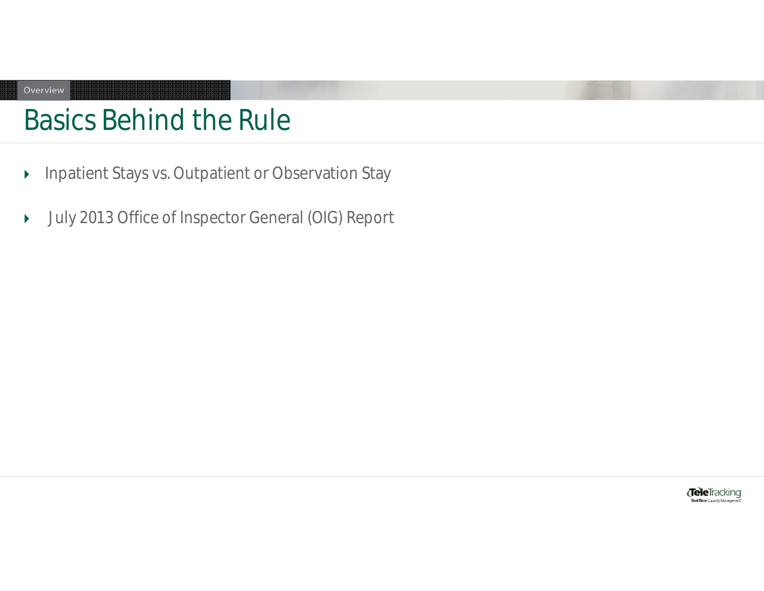Overview

# Basics Behind the Rule

- Inpatient Stays vs. Outpatient or Observation Stay
- July 2013 Office of Inspector General (OIG) Report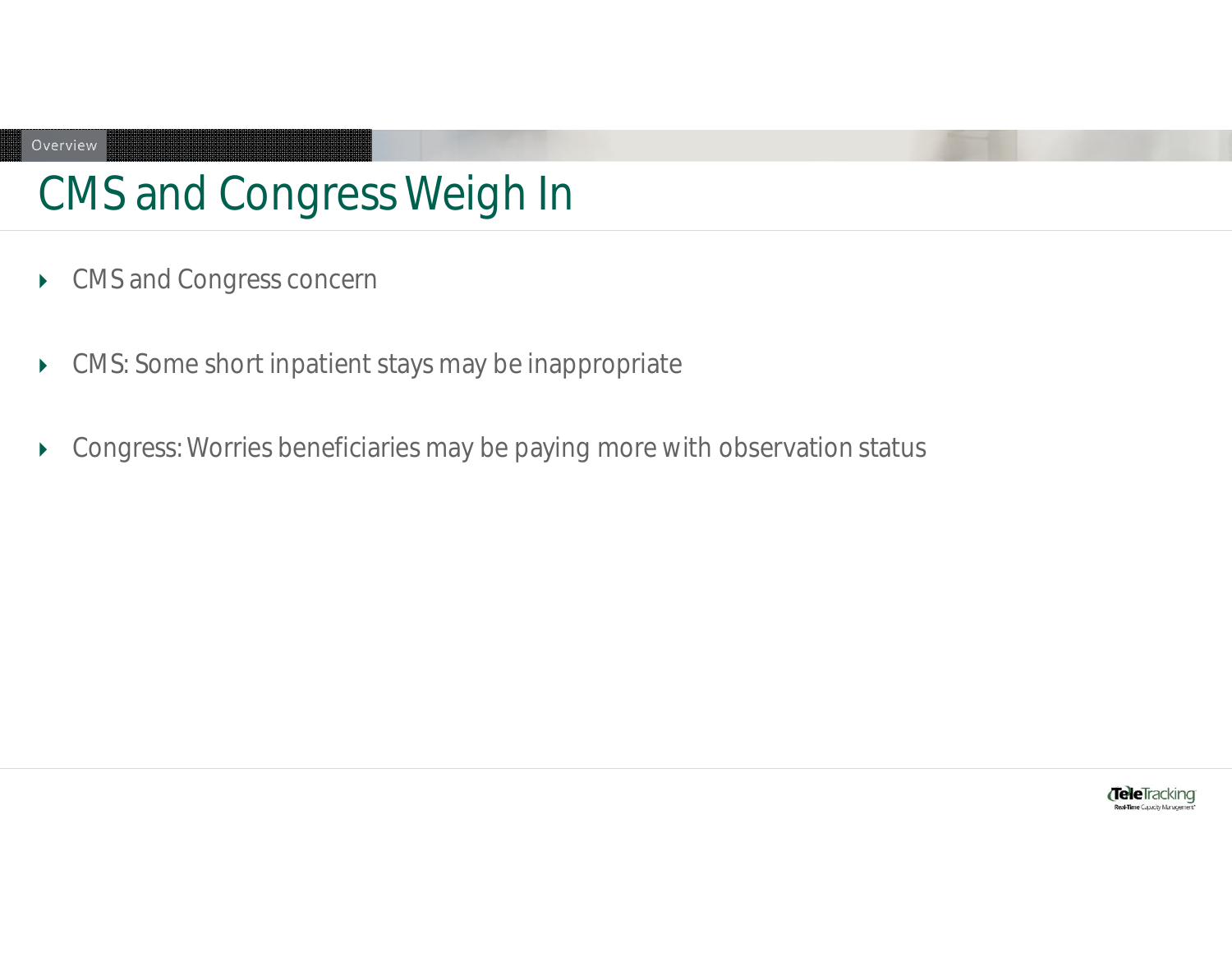# CMS and Congress Weigh In

- CMS and Congress concern
- CMS: Some short inpatient stays may be inappropriate
- Congress: Worries beneficiaries may be paying more with observation status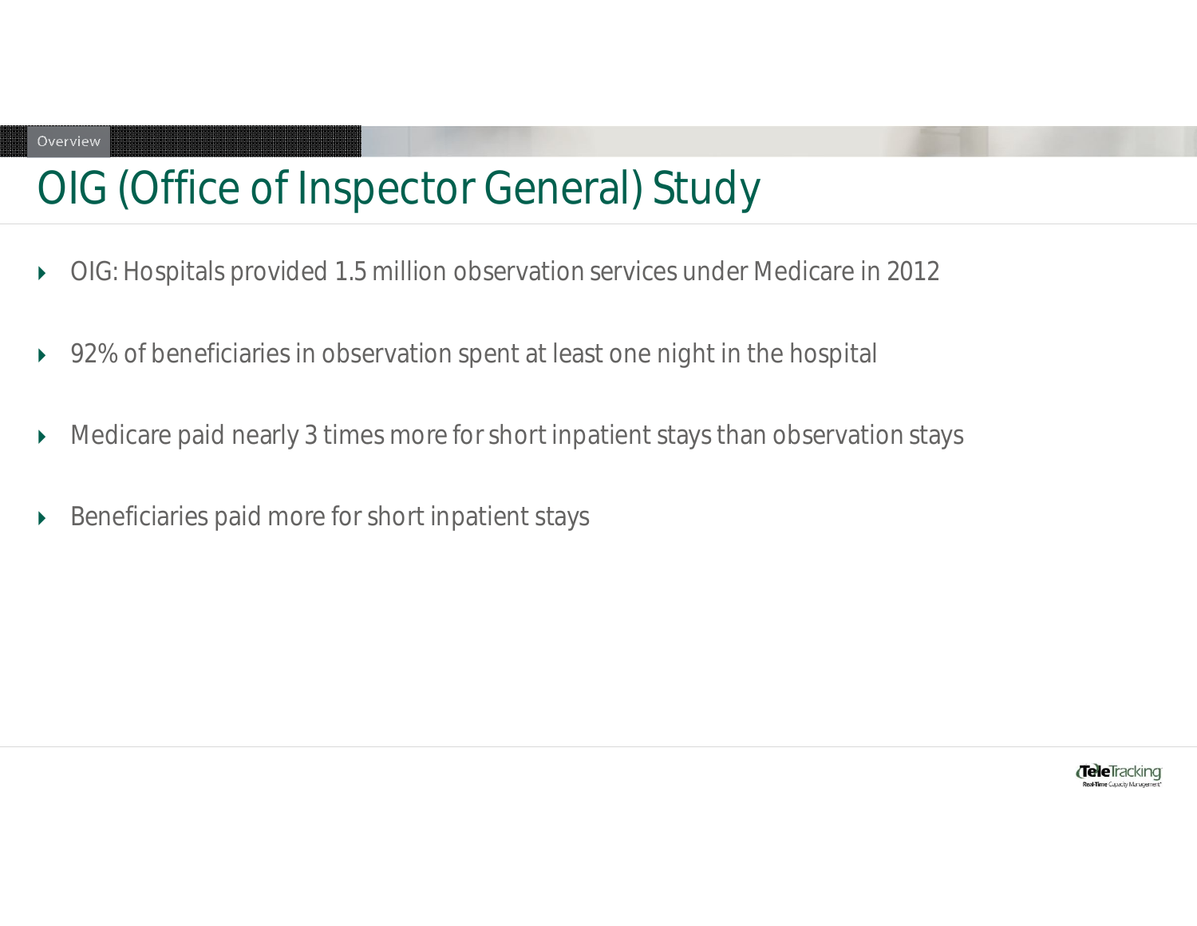# OIG (Office of Inspector General) Study

- OIG: Hospitals provided 1.5 million observation services under Medicare in 2012
- 92% of beneficiaries in observation spent at least one night in the hospital
- Medicare paid nearly 3 times more for short inpatient stays than observation stays
- Beneficiaries paid more for short inpatient stays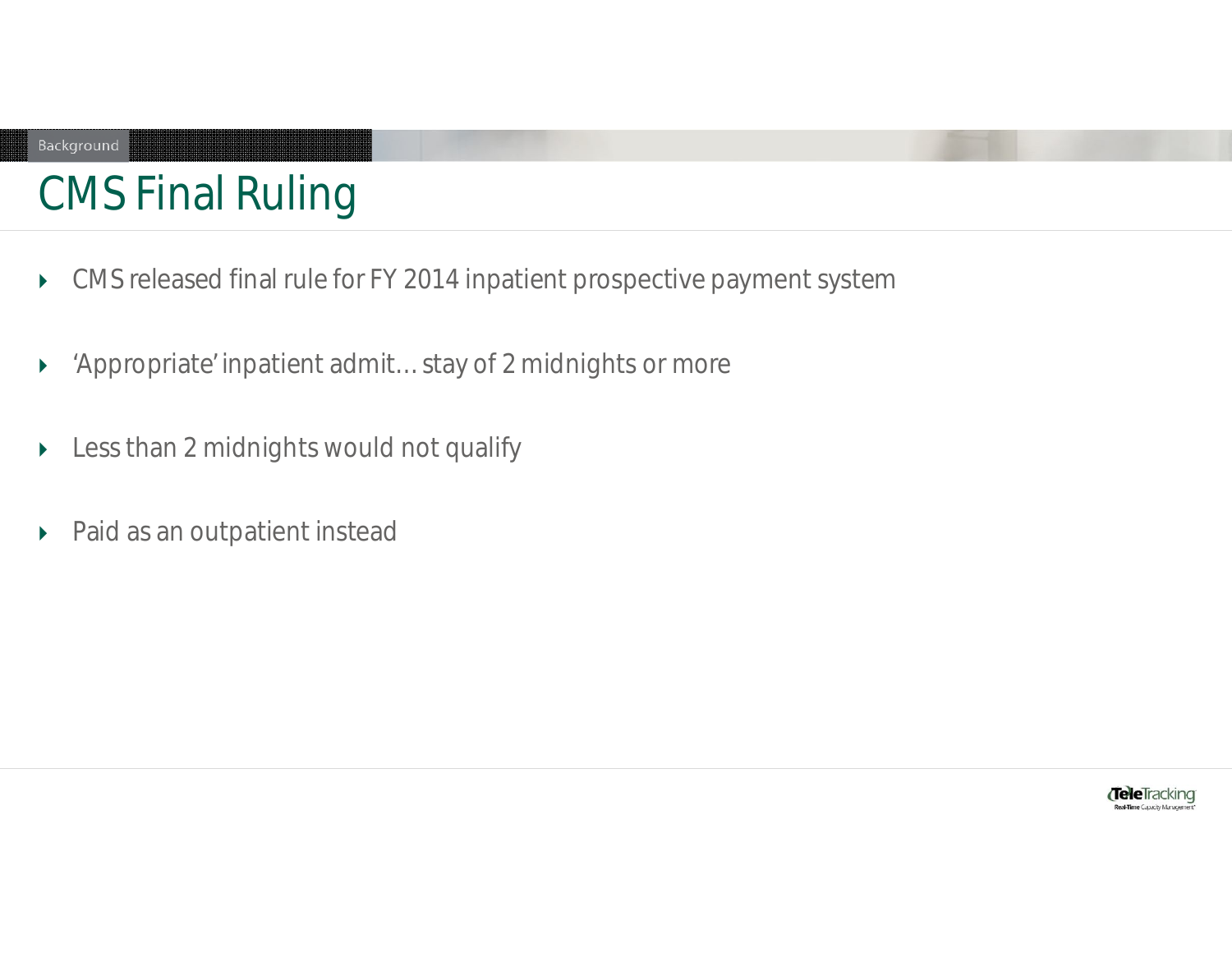Background

# CMS Final Ruling

- CMS released final rule for FY 2014 inpatient prospective payment system
- 'Appropriate' inpatient admit… stay of 2 midnights or more
- Less than 2 midnights would not qualify
- Paid as an outpatient instead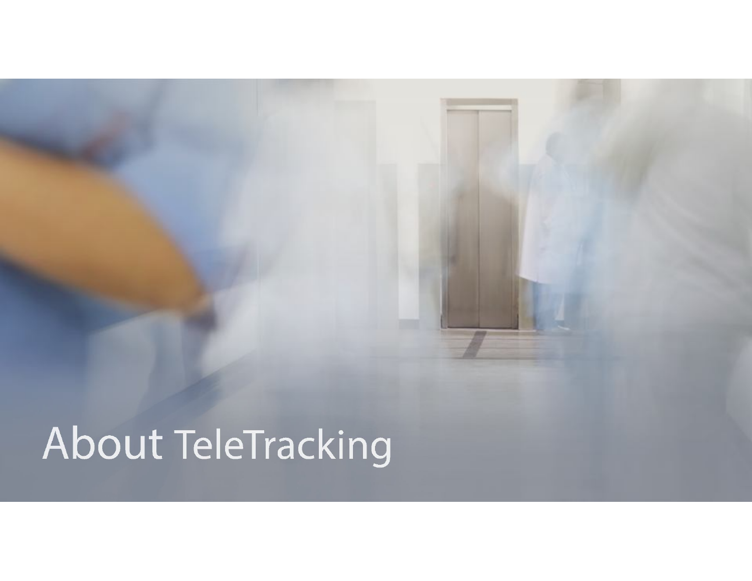# About TeleTracking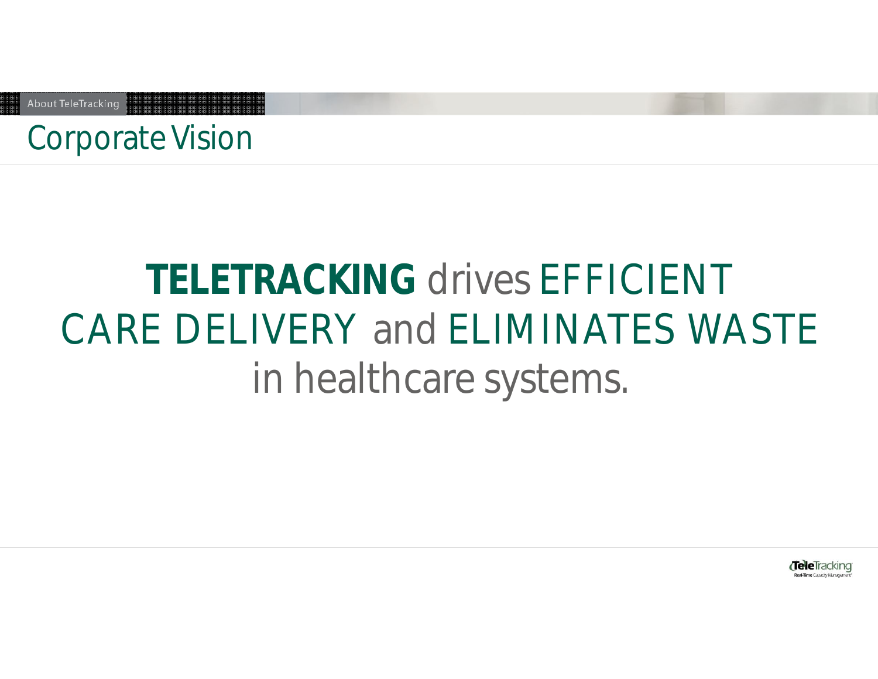About TeleTracking

# Corporate Vision

**TELETRACKING** drives EFFICIENT CARE DELIVERY and ELIMINATES WASTE in healthcare systems.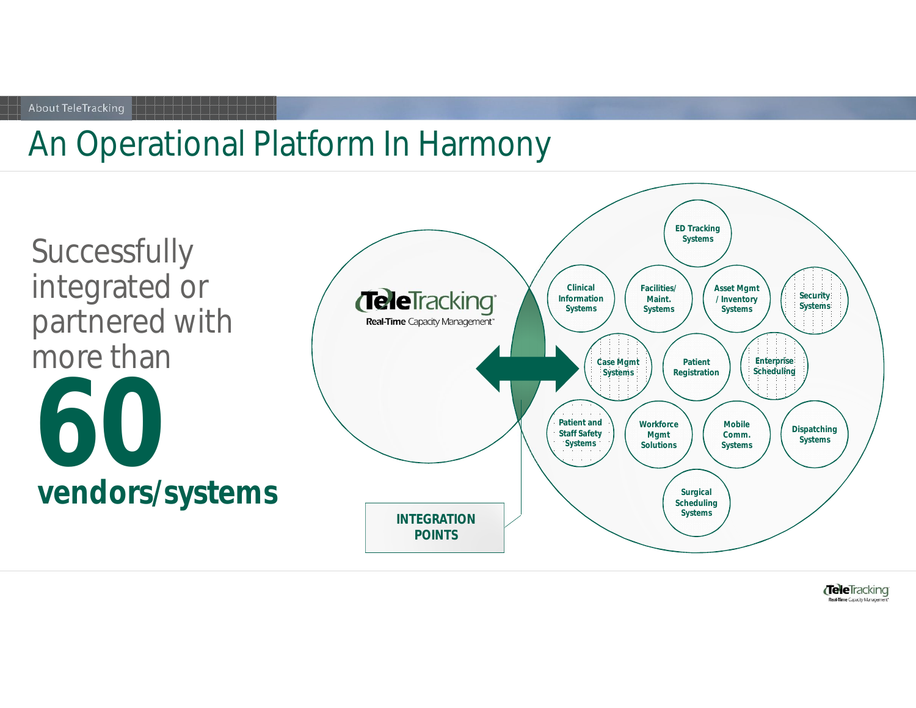About TeleTracking

# An Operational Platform In Harmony

Successfully integrated or partnered with more than

**60**

**vendors/systems**

TeleTracking
Real-Time Capacity Management

**INTEGRATION POINTS**

- ED Tracking Systems
- Clinical Information Systems
- Facilities/ Maint. Systems
- Asset Mgmt / Inventory Systems
- Security Systems
- Case Mgmt Systems
- Patient Registration
- Enterprise Scheduling
- Patient and Staff Safety Systems
- Workforce Mgmt Solutions
- Mobile Comm. Systems
- Dispatching Systems
- Surgical Scheduling Systems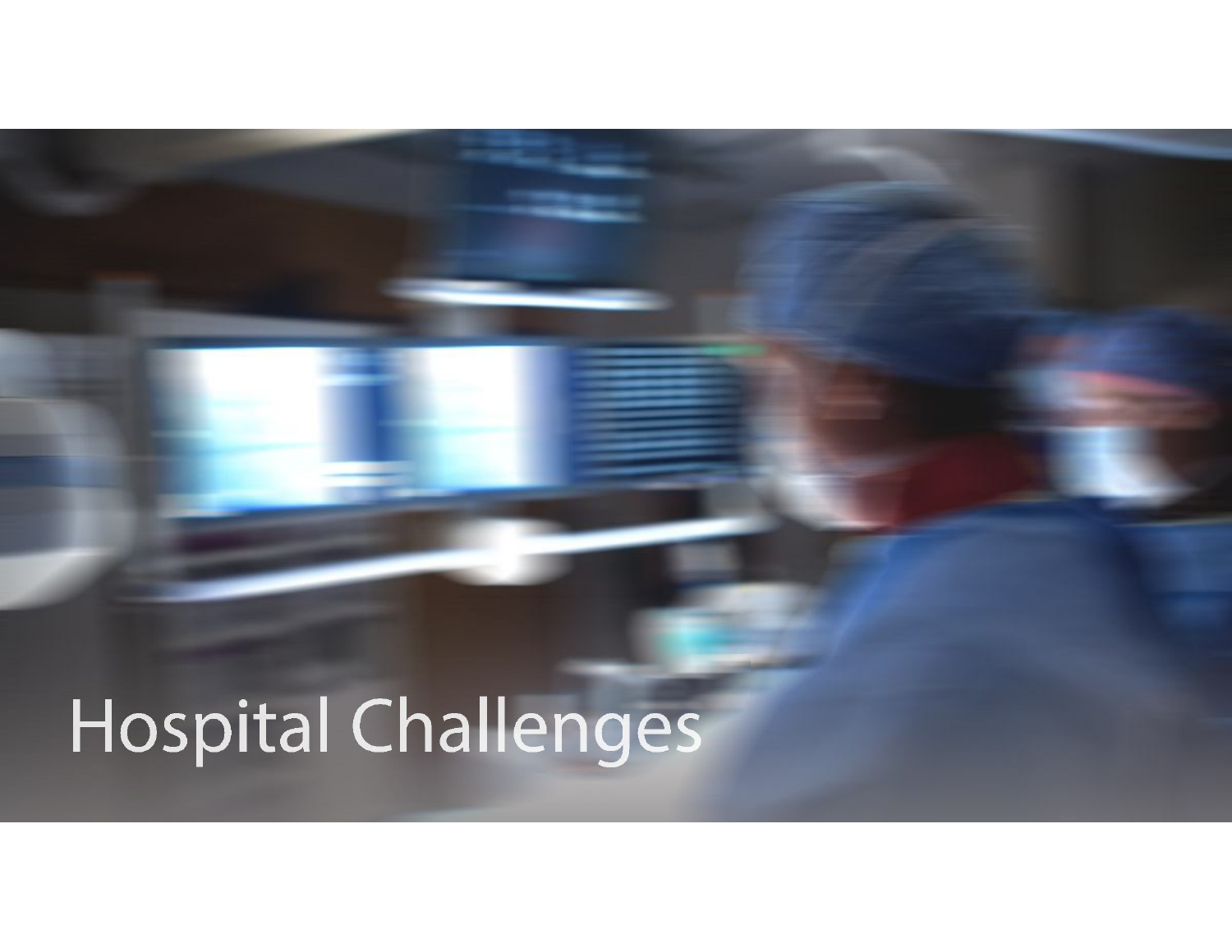# Hospital Challenges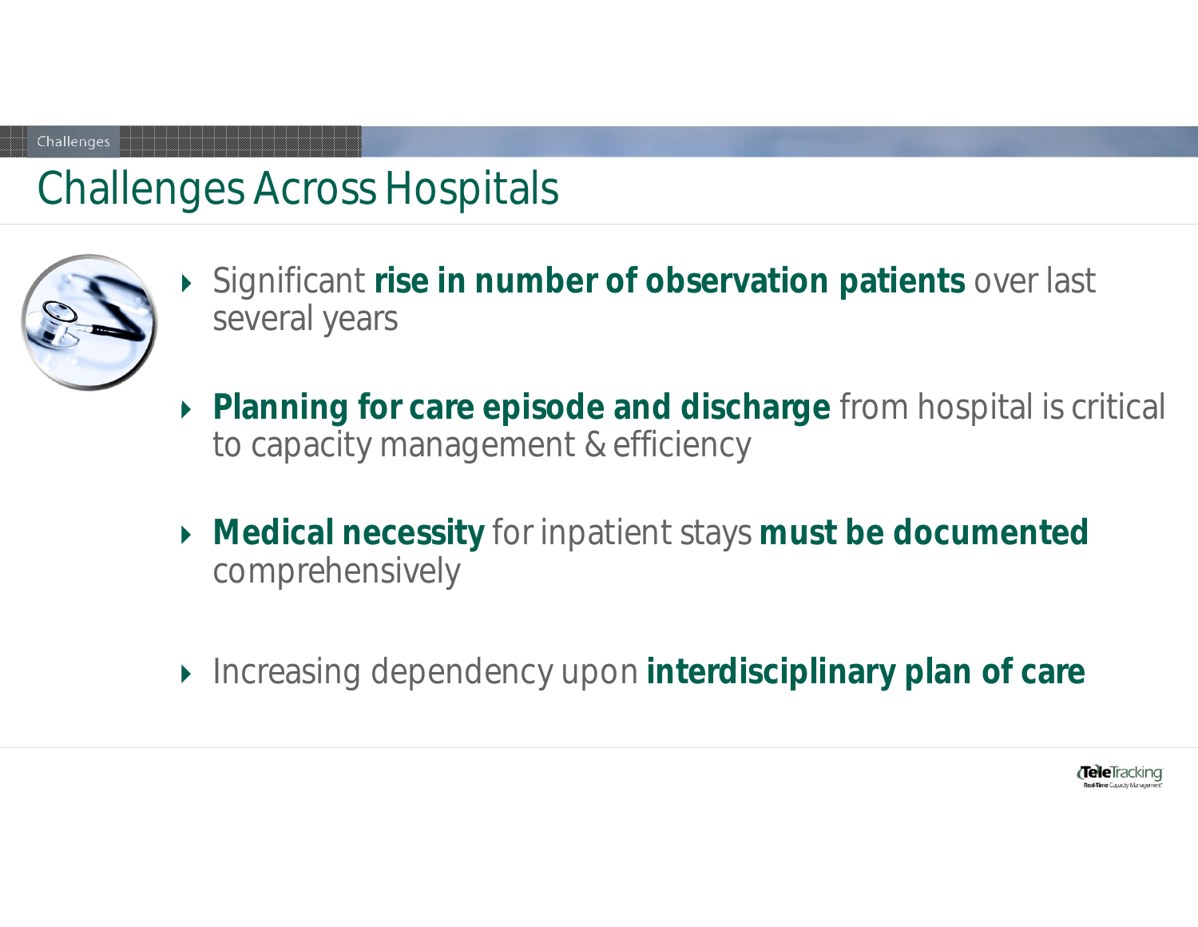# Challenges Across Hospitals

- Significant **rise in number of observation patients** over last several years
- **Planning for care episode and discharge** from hospital is critical to capacity management & efficiency
- **Medical necessity** for inpatient stays **must be documented** comprehensively
- Increasing dependency upon **interdisciplinary plan of care**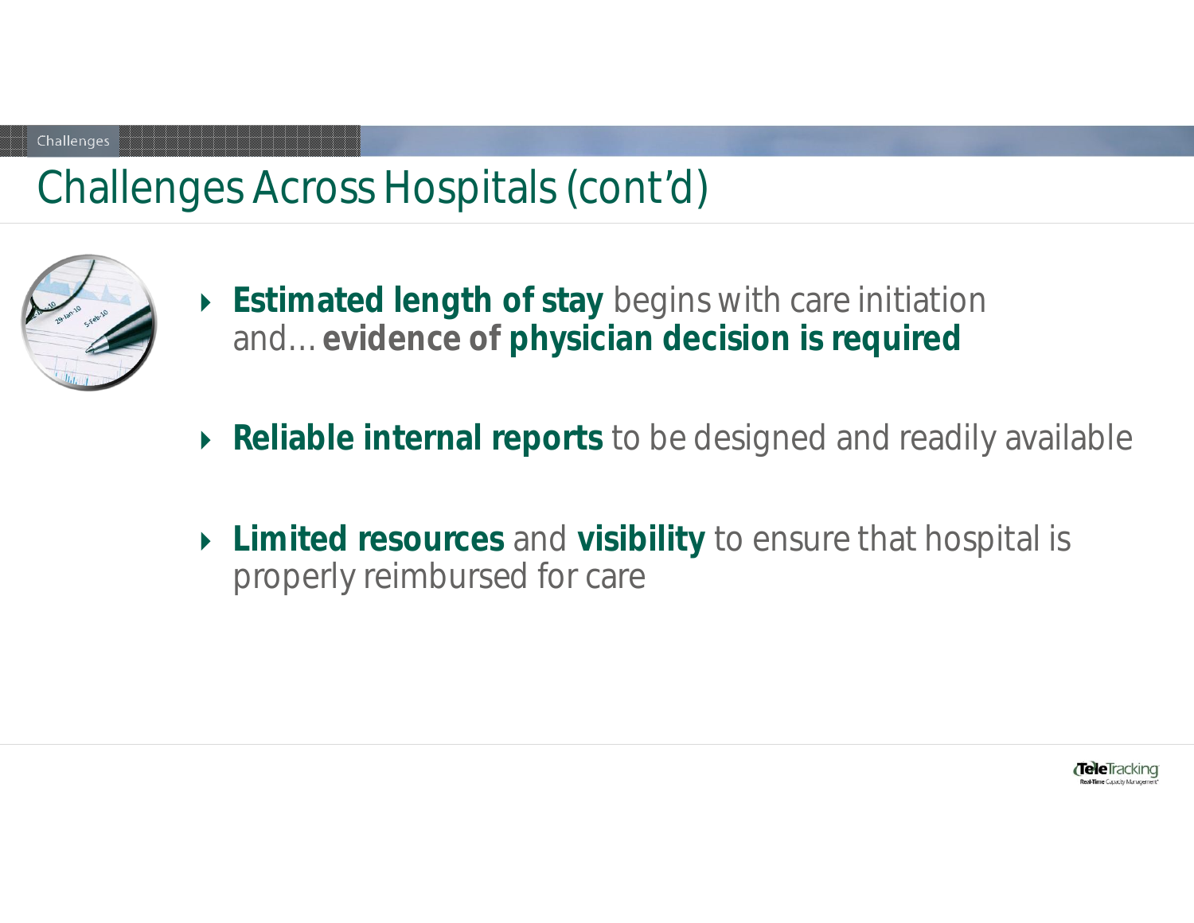# Challenges Across Hospitals (cont'd)

- **Estimated length of stay** begins with care initiation and… **evidence of physician decision is required**
- **Reliable internal reports** to be designed and readily available
- **Limited resources** and **visibility** to ensure that hospital is properly reimbursed for care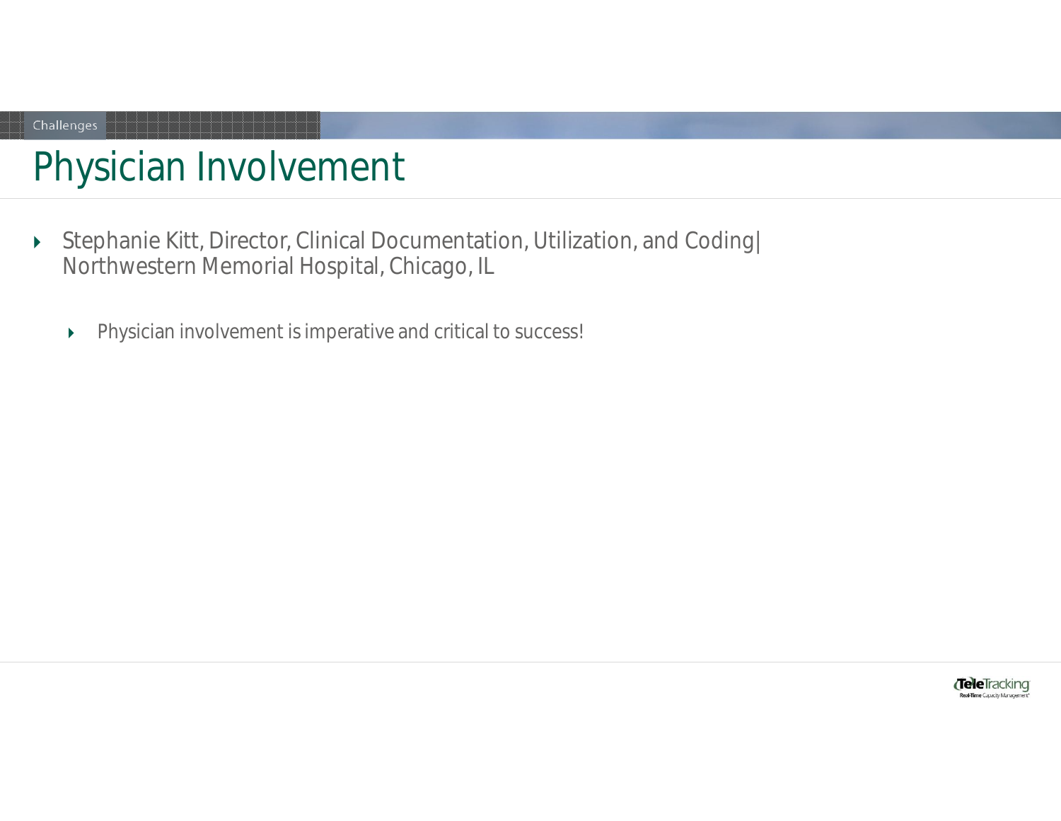Challenges

# Physician Involvement

- Stephanie Kitt, Director, Clinical Documentation, Utilization, and Coding| Northwestern Memorial Hospital, Chicago, IL
  - Physician involvement is imperative and critical to success!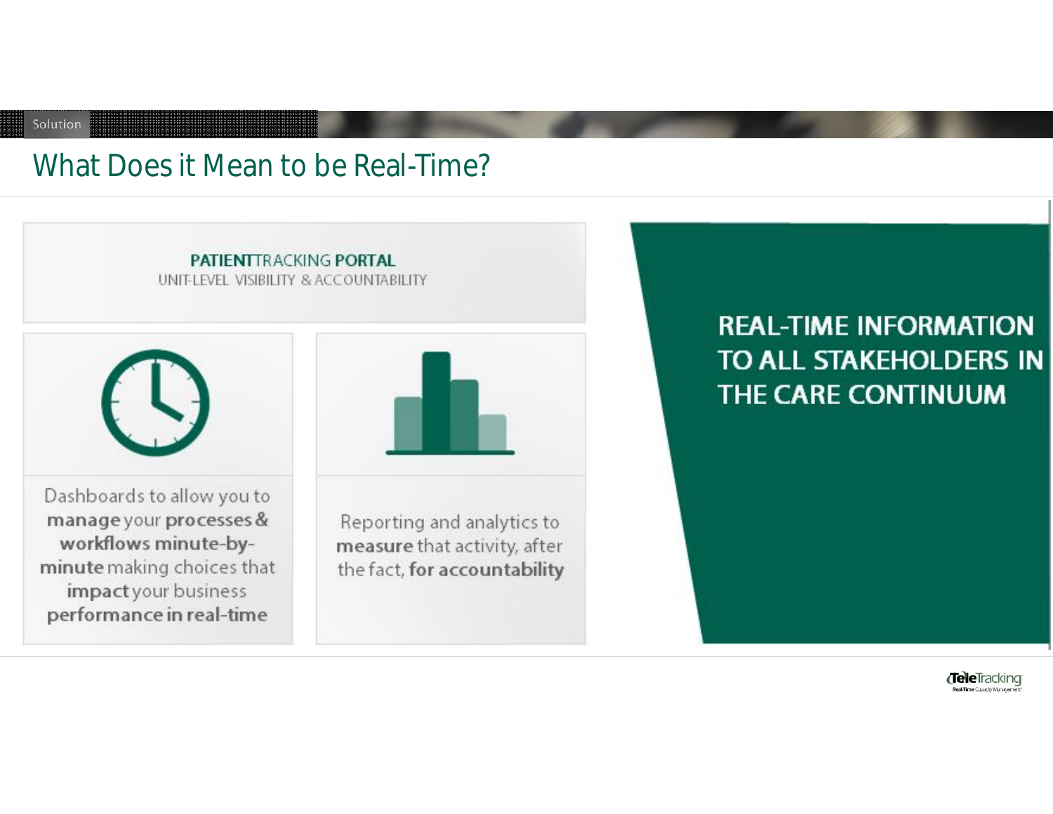Solution

# What Does it Mean to be Real-Time?

**PATIENT**TRACKING **PORTAL**
UNIT-LEVEL VISIBILITY & ACCOUNTABILITY

Dashboards to allow you to **manage** your **processes & workflows minute-by-minute** making choices that **impact** your business **performance in real-time**

Reporting and analytics to **measure** that activity, after the fact, **for accountability**

**REAL-TIME INFORMATION TO ALL STAKEHOLDERS IN THE CARE CONTINUUM**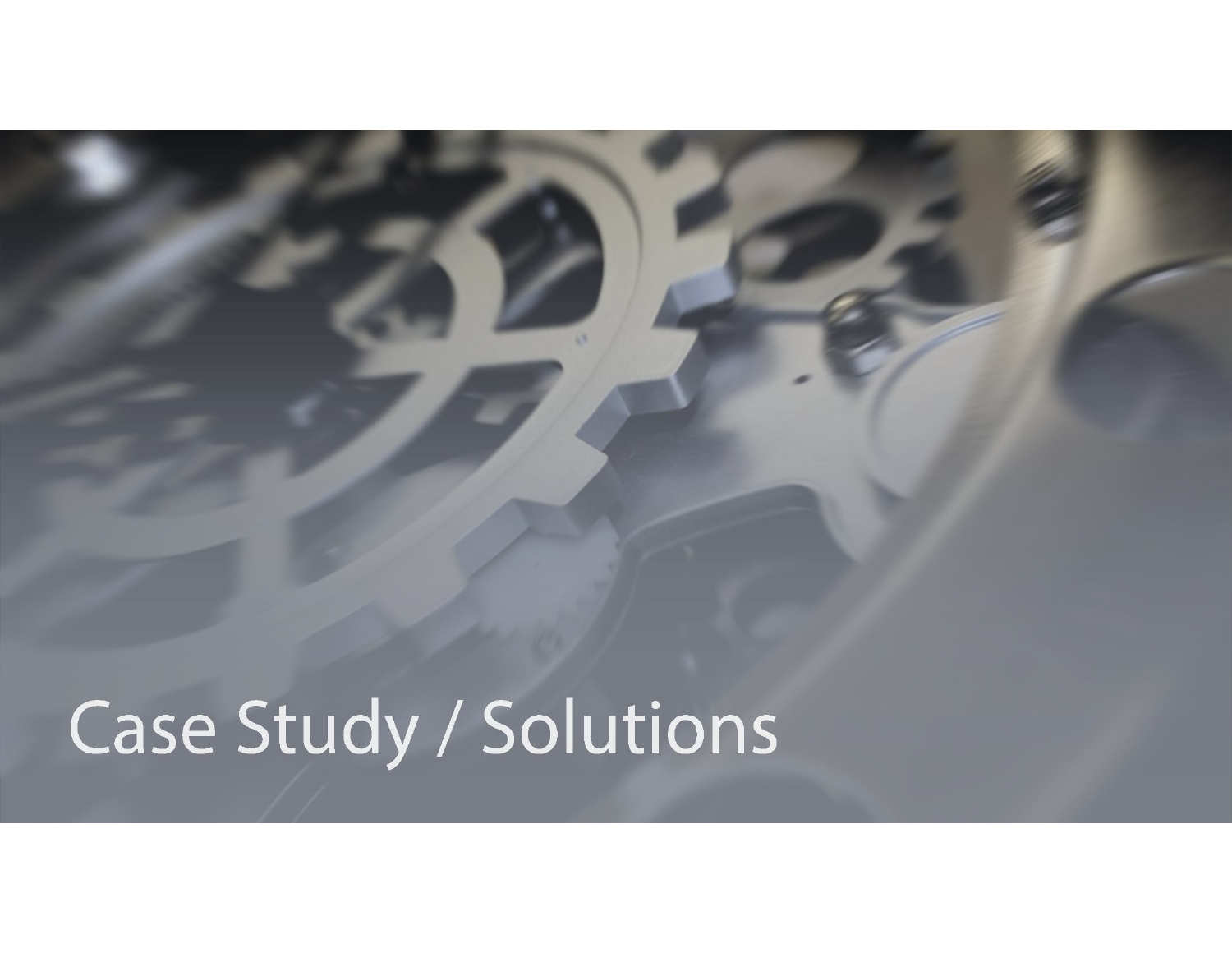# Case Study / Solutions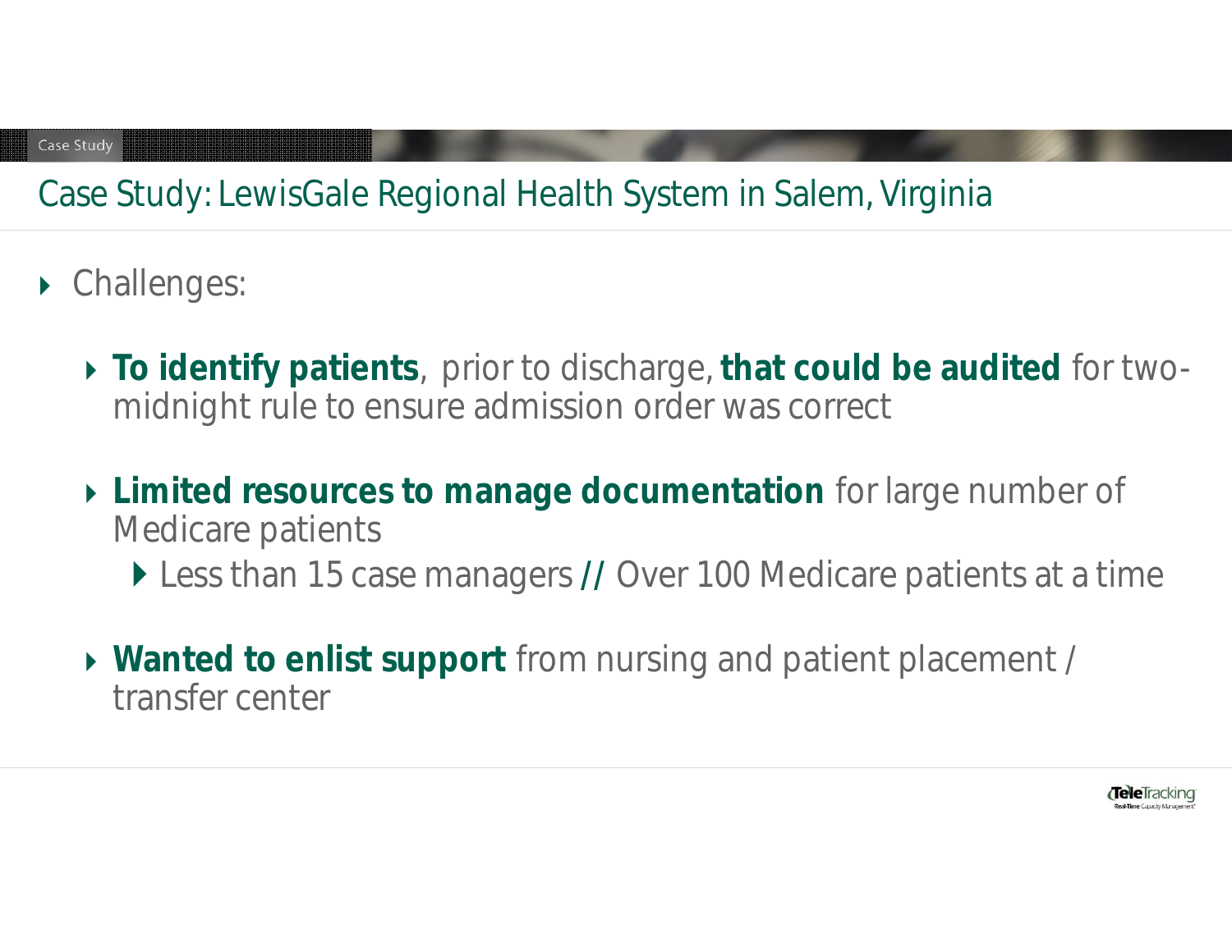# Case Study: LewisGale Regional Health System in Salem, Virginia

- Challenges:
  - **To identify patients**, prior to discharge, **that could be audited** for two-midnight rule to ensure admission order was correct
  - **Limited resources to manage documentation** for large number of Medicare patients
    - Less than 15 case managers **//** Over 100 Medicare patients at a time
  - **Wanted to enlist support** from nursing and patient placement / transfer center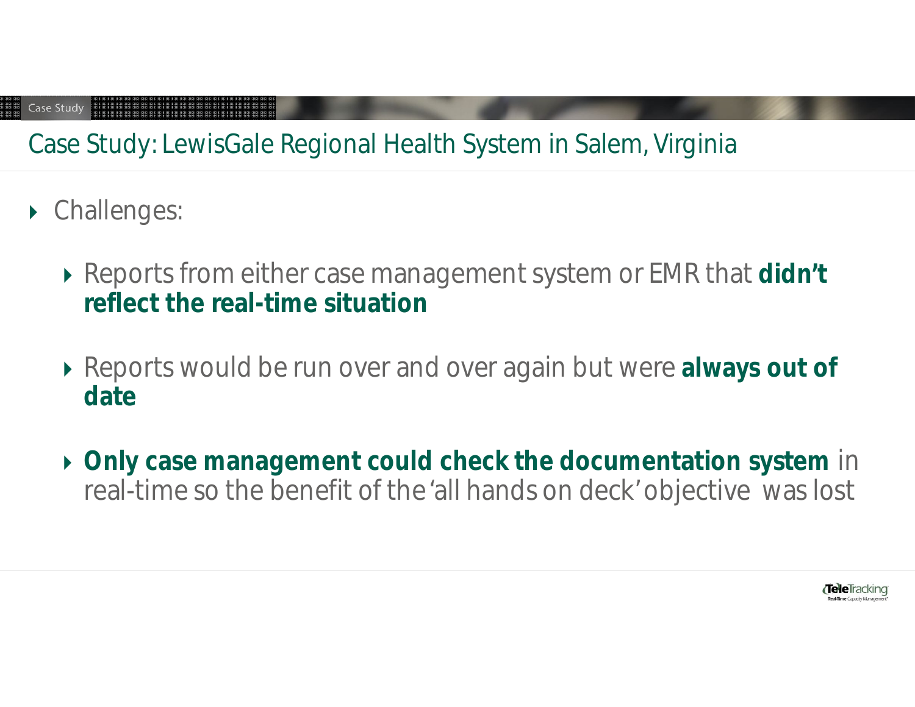# Case Study: LewisGale Regional Health System in Salem, Virginia

- Challenges:
  - Reports from either case management system or EMR that **didn't reflect the real-time situation**
  - Reports would be run over and over again but were **always out of date**
  - **Only case management could check the documentation system** in real-time so the benefit of the 'all hands on deck' objective was lost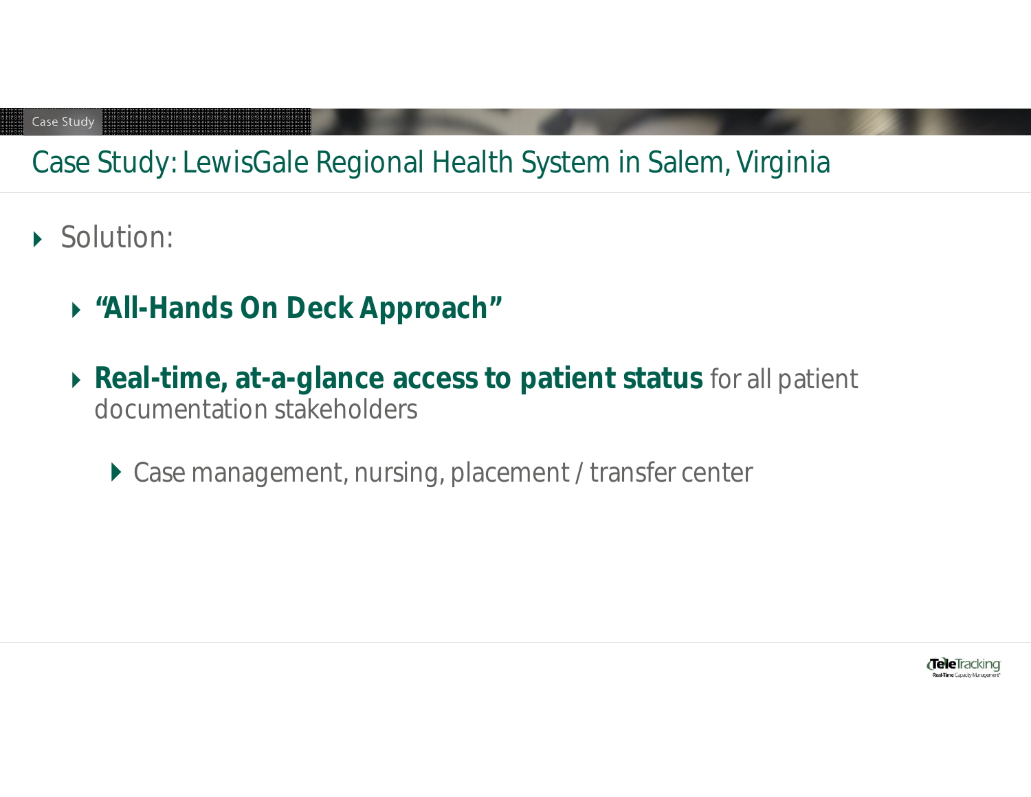# Case Study: LewisGale Regional Health System in Salem, Virginia

- Solution:
  - **"All-Hands On Deck Approach"**
  - **Real-time, at-a-glance access to patient status** for all patient documentation stakeholders
    - Case management, nursing, placement / transfer center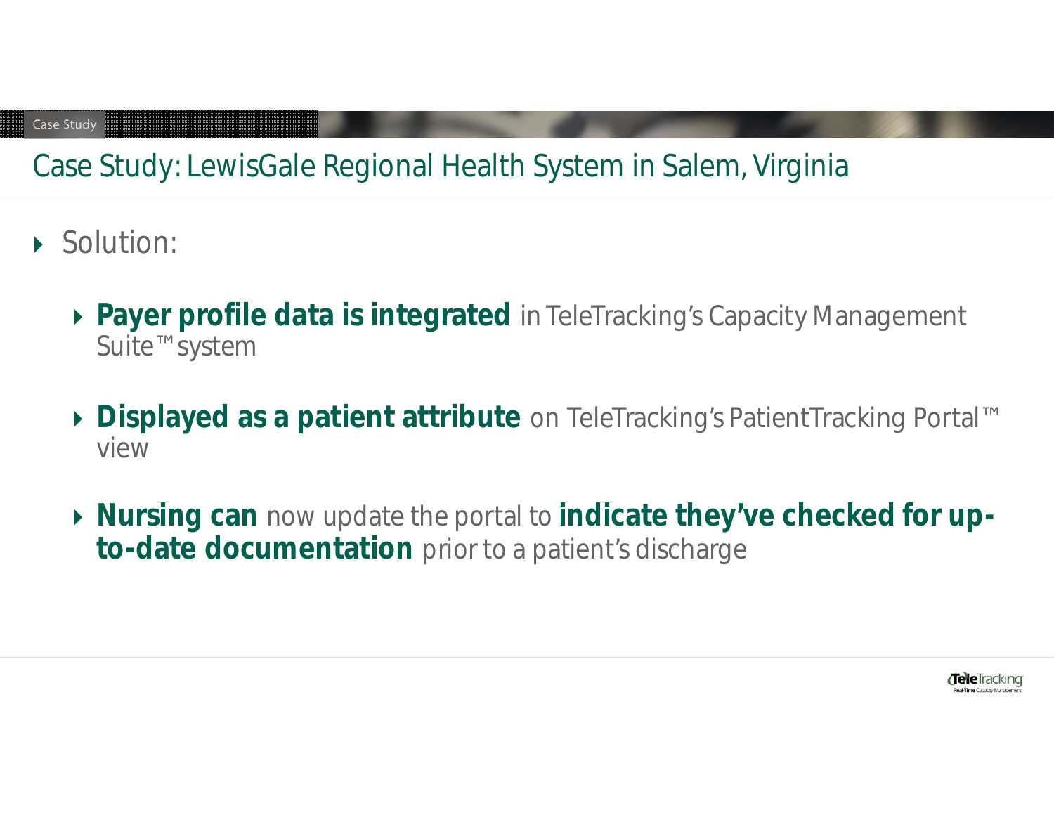# Case Study: LewisGale Regional Health System in Salem, Virginia

- Solution:
  - **Payer profile data is integrated** in TeleTracking's Capacity Management Suite™ system
  - **Displayed as a patient attribute** on TeleTracking's PatientTracking Portal™ view
  - **Nursing can** now update the portal to **indicate they've checked for up-to-date documentation** prior to a patient's discharge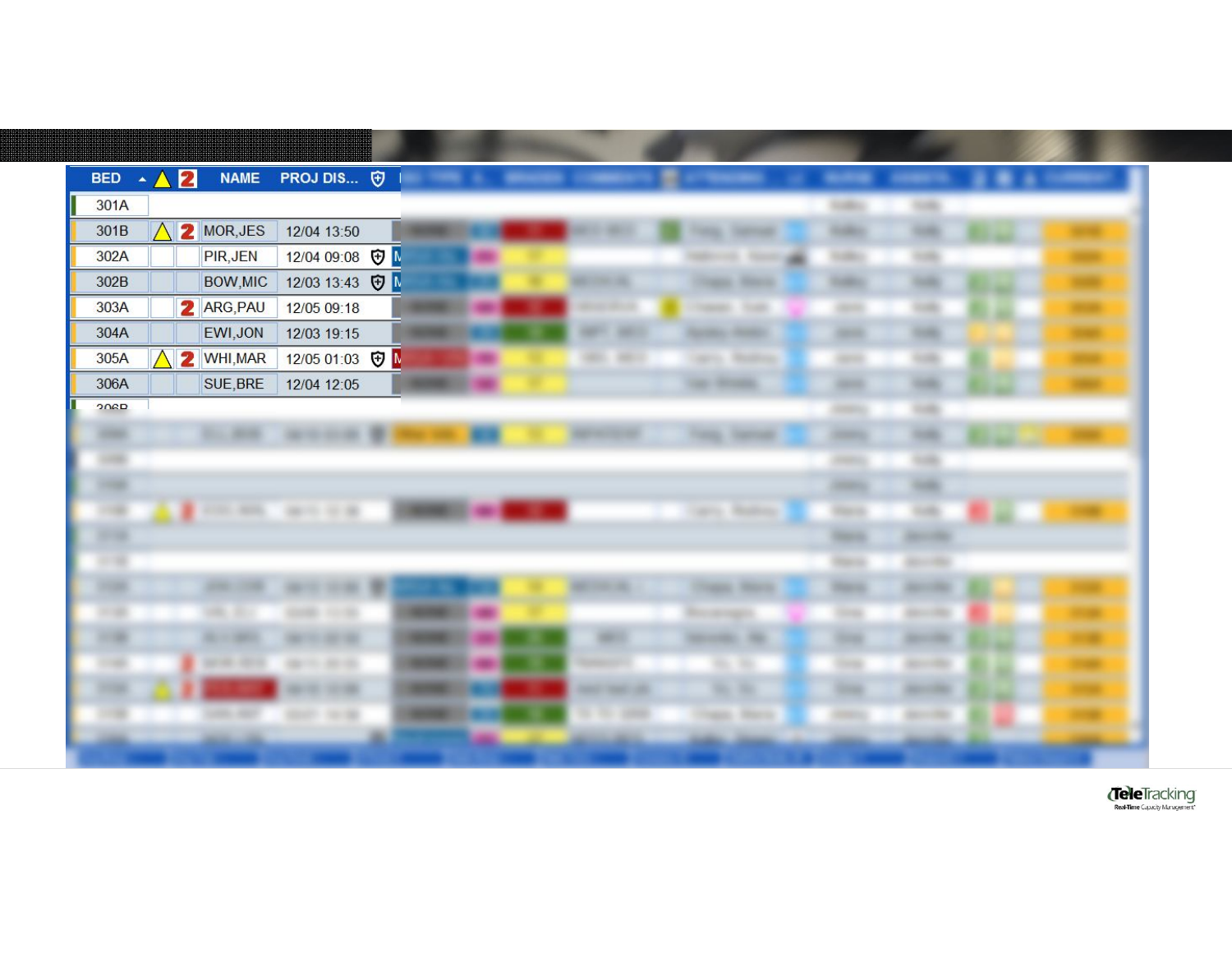| BED | ⚠ | 2 | NAME | PROJ DIS... | 🛡 |
| --- | --- | --- | --- | --- | --- |
| 301A | | | | | |
| 301B | ⚠ | 2 | MOR,JES | 12/04 13:50 | |
| 302A | | | PIR,JEN | 12/04 09:08 | 🛡 |
| 302B | | | BOW,MIC | 12/03 13:43 | 🛡 |
| 303A | | 2 | ARG,PAU | 12/05 09:18 | |
| 304A | | | EWI,JON | 12/03 19:15 | |
| 305A | ⚠ | 2 | WHI,MAR | 12/05 01:03 | 🛡 |
| 306A | | | SUE,BRE | 12/04 12:05 | |
| 306B | | | | | |

TeleTracking
Real-Time Capacity Management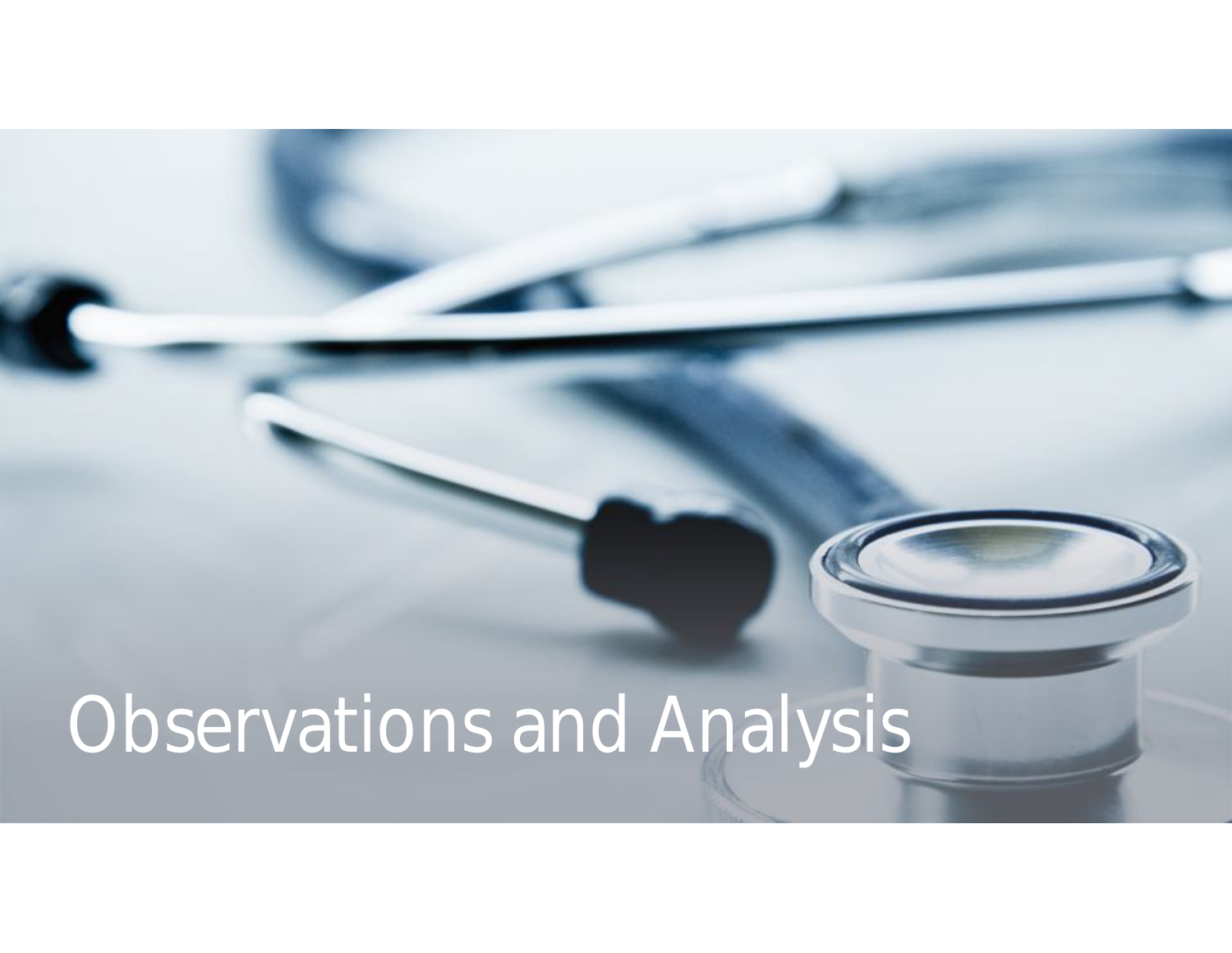# Observations and Analysis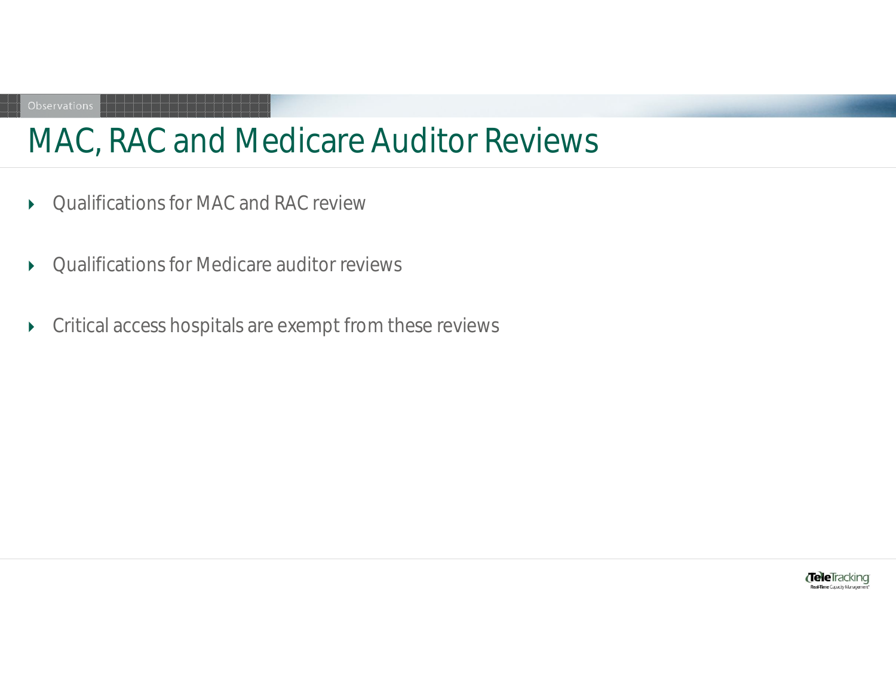# MAC, RAC and Medicare Auditor Reviews

- Qualifications for MAC and RAC review
- Qualifications for Medicare auditor reviews
- Critical access hospitals are exempt from these reviews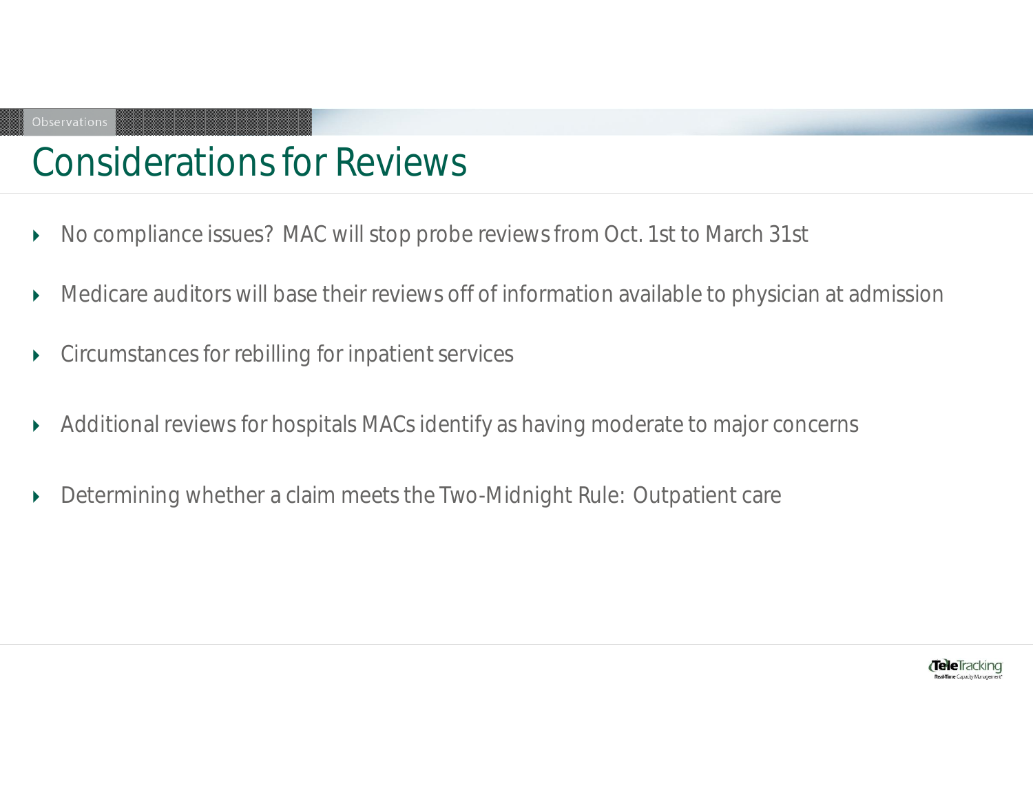# Considerations for Reviews

- No compliance issues? MAC will stop probe reviews from Oct. 1st to March 31st
- Medicare auditors will base their reviews off of information available to physician at admission
- Circumstances for rebilling for inpatient services
- Additional reviews for hospitals MACs identify as having moderate to major concerns
- Determining whether a claim meets the Two-Midnight Rule: Outpatient care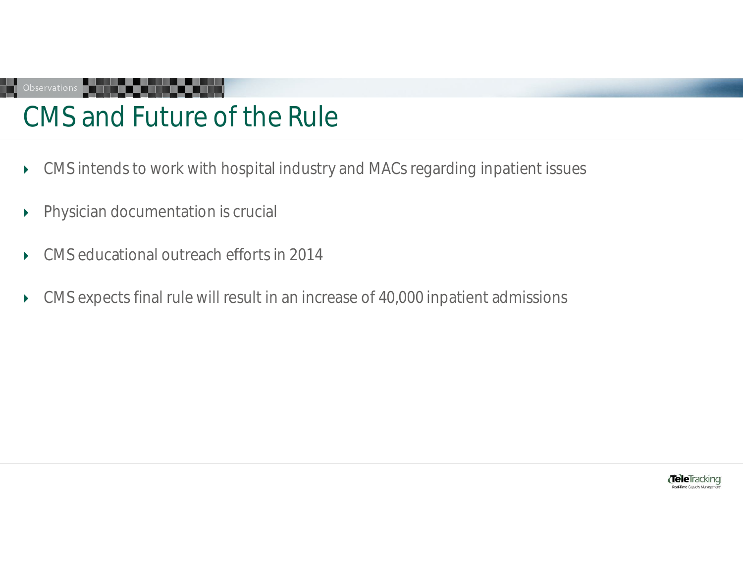# CMS and Future of the Rule

- CMS intends to work with hospital industry and MACs regarding inpatient issues
- Physician documentation is crucial
- CMS educational outreach efforts in 2014
- CMS expects final rule will result in an increase of 40,000 inpatient admissions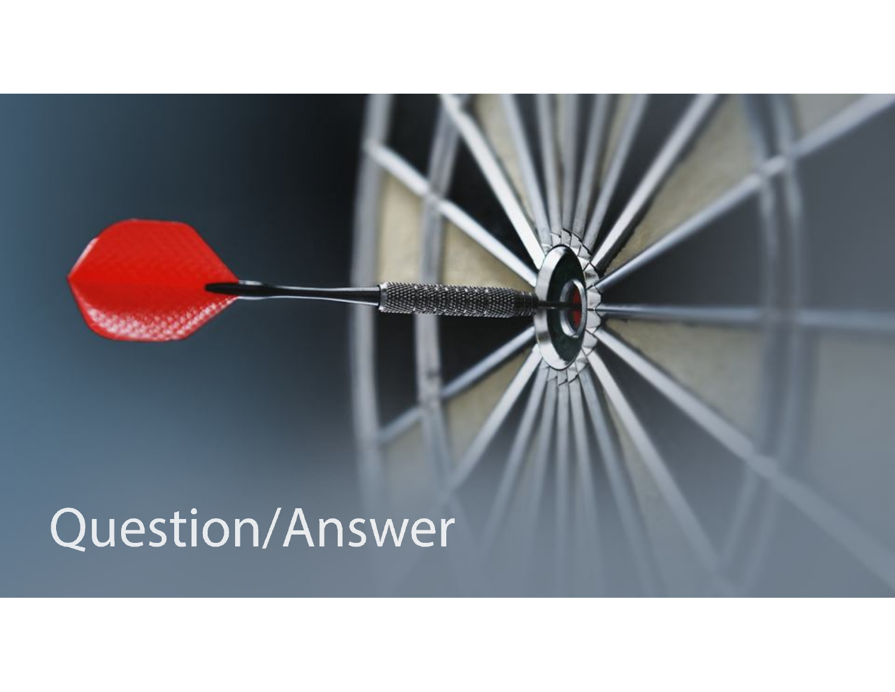# Question/Answer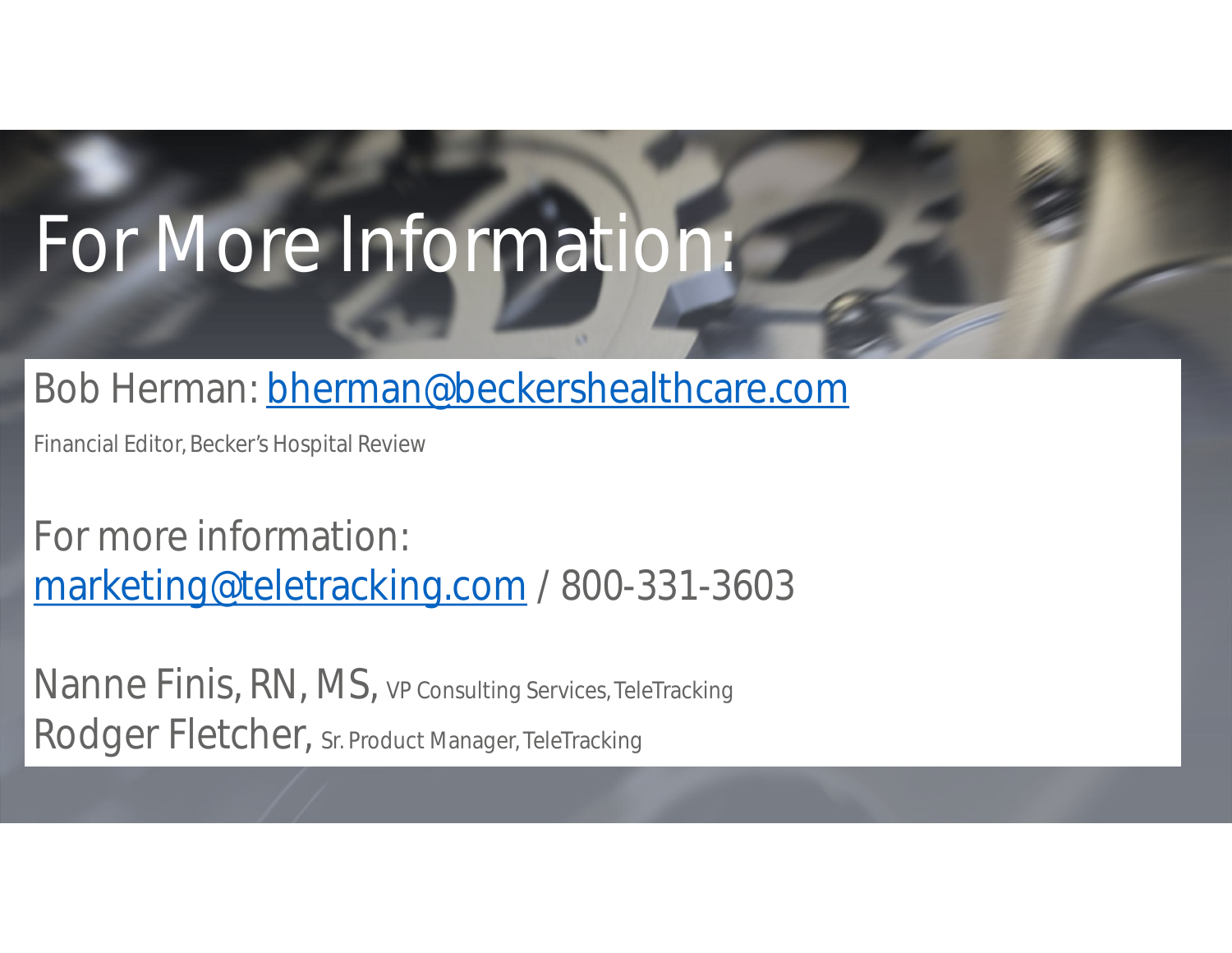# For More Information:

Bob Herman: bherman@beckershealthcare.com

Financial Editor, Becker's Hospital Review

For more information:
marketing@teletracking.com / 800-331-3603

Nanne Finis, RN, MS, VP Consulting Services, TeleTracking
Rodger Fletcher, Sr. Product Manager, TeleTracking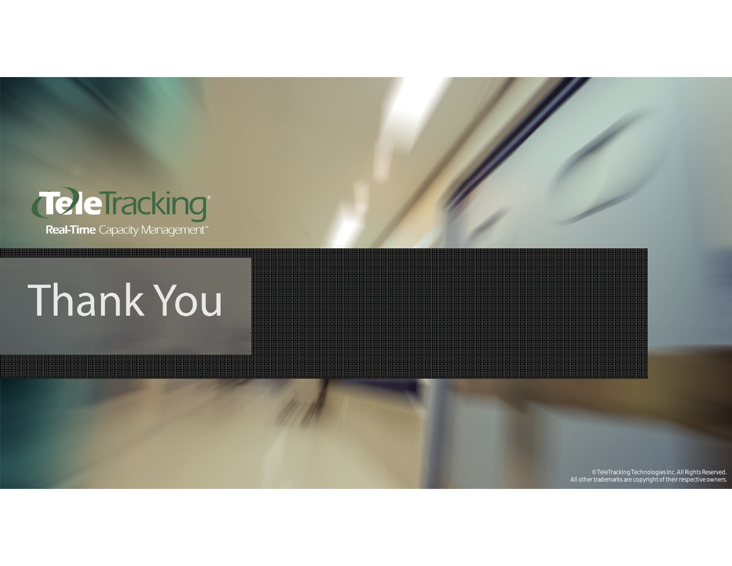TeleTracking®

Real-Time Capacity Management™

# Thank You

© TeleTracking Technologies Inc. All Rights Reserved.
All other trademarks are copyright of their respective owners.